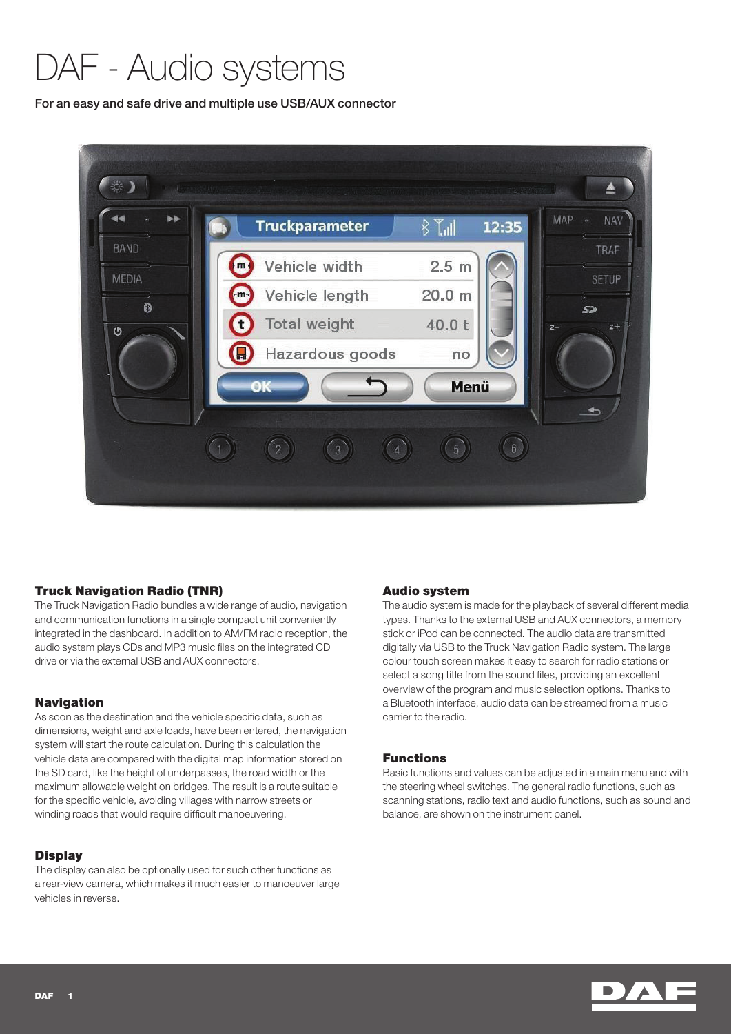# DAF - Audio systems

For an easy and safe drive and multiple use USB/AUX connector

### Truck Navigation Radio (TNR)

The Truck Navigation Radio bundles a wide range of audio, navigation and communication functions in a single compact unit conveniently integrated in the dashboard. In addition to AM/FM radio reception, the audio system plays CDs and MP3 music files on the integrated CD drive or via the external USB and AUX connectors.

### Navigation

As soon as the destination and the vehicle specific data, such as dimensions, weight and axle loads, have been entered, the navigation system will start the route calculation. During this calculation the vehicle data are compared with the digital map information stored on the SD card, like the height of underpasses, the road width or the maximum allowable weight on bridges. The result is a route suitable for the specific vehicle, avoiding villages with narrow streets or winding roads that would require difficult manoeuvering.

### Display

The display can also be optionally used for such other functions as a rear-view camera, which makes it much easier to manoeuver large vehicles in reverse.

### Audio system

The audio system is made for the playback of several different media types. Thanks to the external USB and AUX connectors, a memory stick or iPod can be connected. The audio data are transmitted digitally via USB to the Truck Navigation Radio system. The large colour touch screen makes it easy to search for radio stations or select a song title from the sound files, providing an excellent overview of the program and music selection options. Thanks to a Bluetooth interface, audio data can be streamed from a music carrier to the radio.

### Functions

Basic functions and values can be adjusted in a main menu and with the steering wheel switches. The general radio functions, such as scanning stations, radio text and audio functions, such as sound and balance, are shown on the instrument panel.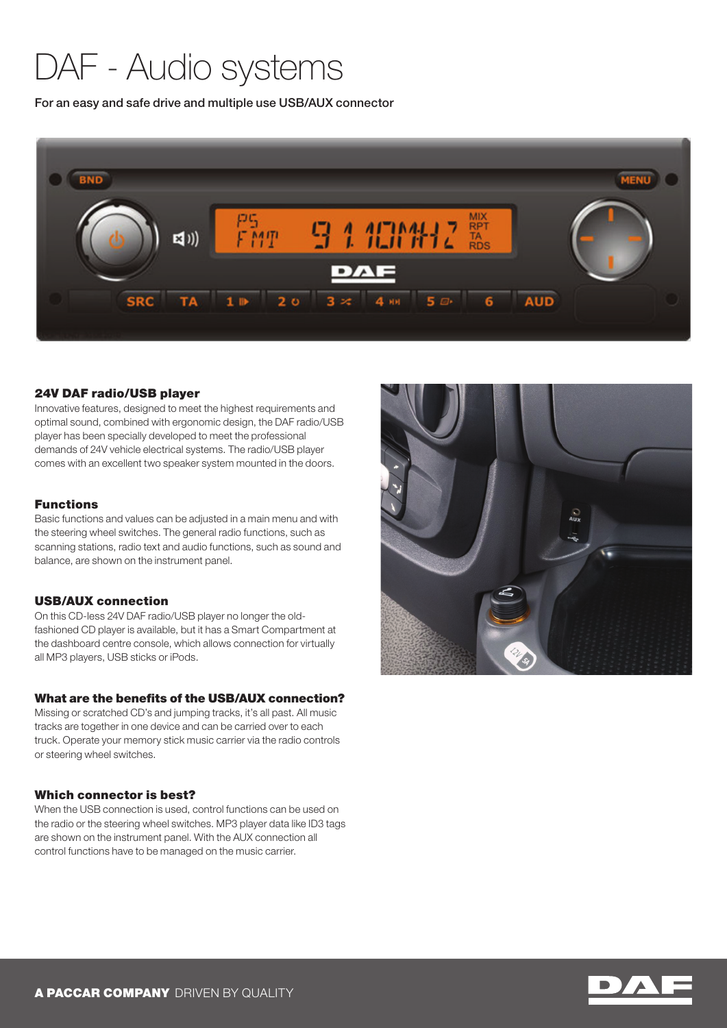# DAF - Audio systems

For an easy and safe drive and multiple use USB/AUX connector

### 24V DAF radio/USB player

Innovative features, designed to meet the highest requirements and optimal sound, combined with ergonomic design, the DAF radio/USB player has been specially developed to meet the professional demands of 24V vehicle electrical systems. The radio/USB player comes with an excellent two speaker system mounted in the doors.

### Functions

Basic functions and values can be adjusted in a main menu and with the steering wheel switches. The general radio functions, such as scanning stations, radio text and audio functions, such as sound and balance, are shown on the instrument panel.

### USB/AUX connection

On this CD-less 24V DAF radio/USB player no longer the old-fashioned CD player is available, but it has a Smart Compartment at the dashboard centre console, which allows connection for virtually all MP3 players, USB sticks or iPods.

### What are the benefits of the USB/AUX connection?

Missing or scratched CD's and jumping tracks, it's all past. All music tracks are together in one device and can be carried over to each truck. Operate your memory stick music carrier via the radio controls or steering wheel switches.

### Which connector is best?

When the USB connection is used, control functions can be used on the radio or the steering wheel switches. MP3 player data like ID3 tags are shown on the instrument panel. With the AUX connection all control functions have to be managed on the music carrier.

**A PACCAR COMPANY** DRIVEN BY QUALITY